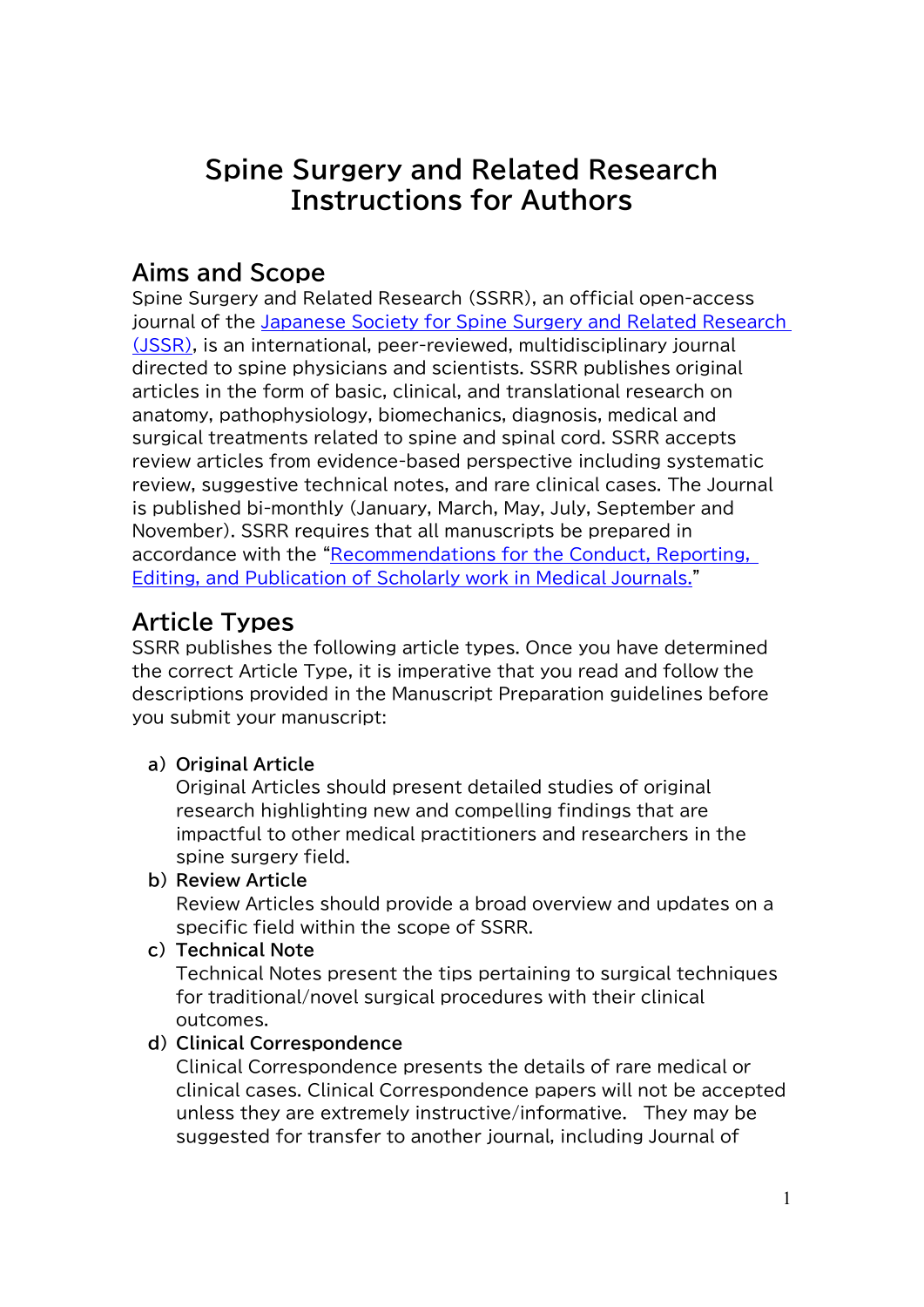# Spine Surgery and Related Research Instructions for Authors

## Aims and Scope

Spine Surgery and Related Research (SSRR), an official open-access journal of the [Japanese Society for Spine Surgery and Related Research (JSSR)](), is an international, peer-reviewed, multidisciplinary journal directed to spine physicians and scientists. SSRR publishes original articles in the form of basic, clinical, and translational research on anatomy, pathophysiology, biomechanics, diagnosis, medical and surgical treatments related to spine and spinal cord. SSRR accepts review articles from evidence-based perspective including systematic review, suggestive technical notes, and rare clinical cases. The Journal is published bi-monthly (January, March, May, July, September and November). SSRR requires that all manuscripts be prepared in accordance with the "[Recommendations for the Conduct, Reporting, Editing, and Publication of Scholarly work in Medical Journals.]()"

## Article Types

SSRR publishes the following article types. Once you have determined the correct Article Type, it is imperative that you read and follow the descriptions provided in the Manuscript Preparation guidelines before you submit your manuscript:

a) **Original Article**
   Original Articles should present detailed studies of original research highlighting new and compelling findings that are impactful to other medical practitioners and researchers in the spine surgery field.

b) **Review Article**
   Review Articles should provide a broad overview and updates on a specific field within the scope of SSRR.

c) **Technical Note**
   Technical Notes present the tips pertaining to surgical techniques for traditional/novel surgical procedures with their clinical outcomes.

d) **Clinical Correspondence**
   Clinical Correspondence presents the details of rare medical or clinical cases. Clinical Correspondence papers will not be accepted unless they are extremely instructive/informative. They may be suggested for transfer to another journal, including Journal of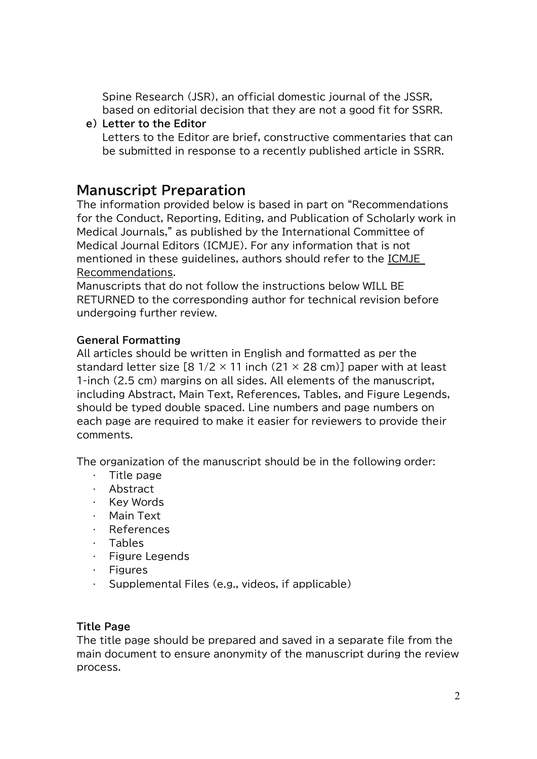Spine Research (JSR), an official domestic journal of the JSSR, based on editorial decision that they are not a good fit for SSRR.

e) **Letter to the Editor**
Letters to the Editor are brief, constructive commentaries that can be submitted in response to a recently published article in SSRR.

## Manuscript Preparation

The information provided below is based in part on "Recommendations for the Conduct, Reporting, Editing, and Publication of Scholarly work in Medical Journals," as published by the International Committee of Medical Journal Editors (ICMJE). For any information that is not mentioned in these guidelines, authors should refer to the ICMJE Recommendations.

Manuscripts that do not follow the instructions below WILL BE RETURNED to the corresponding author for technical revision before undergoing further review.

### General Formatting

All articles should be written in English and formatted as per the standard letter size [8 1/2 × 11 inch (21 × 28 cm)] paper with at least 1-inch (2.5 cm) margins on all sides. All elements of the manuscript, including Abstract, Main Text, References, Tables, and Figure Legends, should be typed double spaced. Line numbers and page numbers on each page are required to make it easier for reviewers to provide their comments.

The organization of the manuscript should be in the following order:

- Title page
- Abstract
- Key Words
- Main Text
- References
- Tables
- Figure Legends
- Figures
- Supplemental Files (e.g., videos, if applicable)

### Title Page

The title page should be prepared and saved in a separate file from the main document to ensure anonymity of the manuscript during the review process.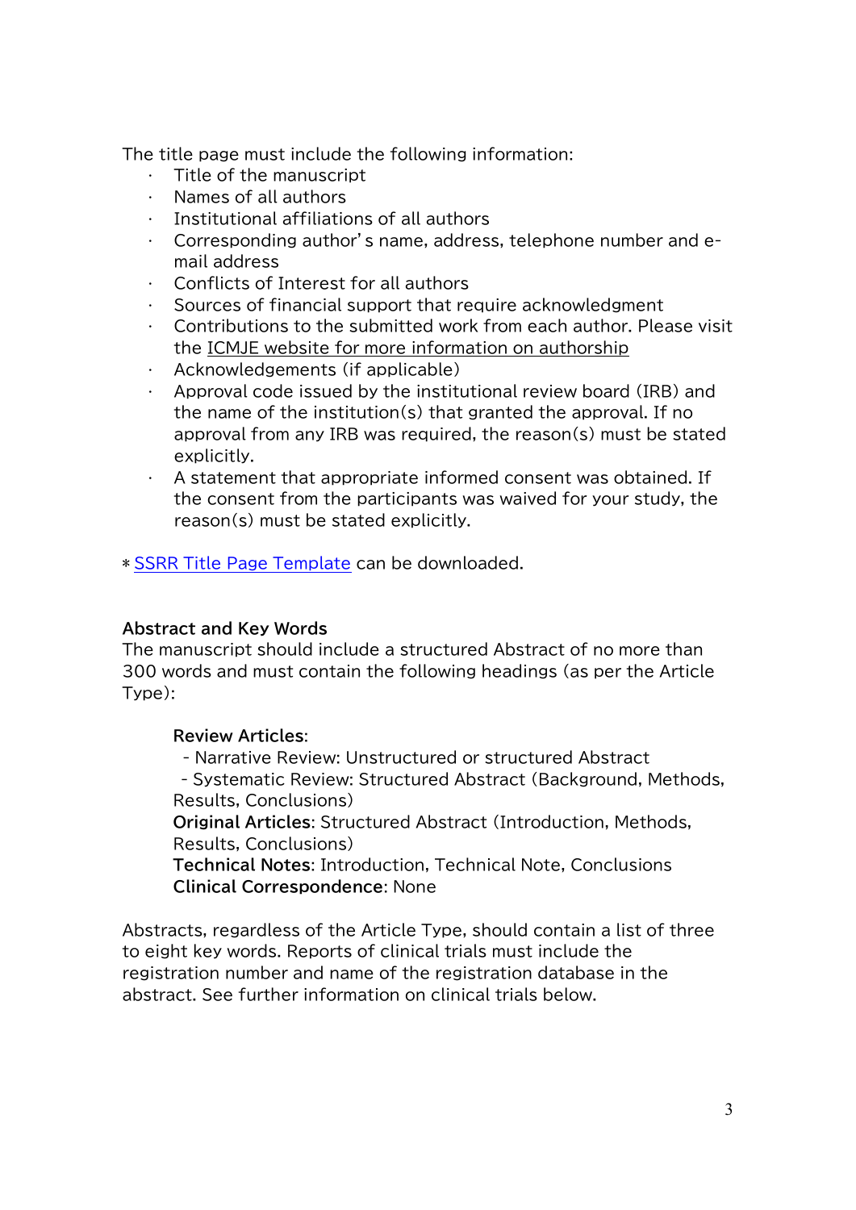The title page must include the following information:

- Title of the manuscript
- Names of all authors
- Institutional affiliations of all authors
- Corresponding author's name, address, telephone number and e-mail address
- Conflicts of Interest for all authors
- Sources of financial support that require acknowledgment
- Contributions to the submitted work from each author. Please visit the ICMJE website for more information on authorship
- Acknowledgements (if applicable)
- Approval code issued by the institutional review board (IRB) and the name of the institution(s) that granted the approval. If no approval from any IRB was required, the reason(s) must be stated explicitly.
- A statement that appropriate informed consent was obtained. If the consent from the participants was waived for your study, the reason(s) must be stated explicitly.

* SSRR Title Page Template can be downloaded.

### Abstract and Key Words

The manuscript should include a structured Abstract of no more than 300 words and must contain the following headings (as per the Article Type):

**Review Articles**:
- Narrative Review: Unstructured or structured Abstract
- Systematic Review: Structured Abstract (Background, Methods, Results, Conclusions)

**Original Articles**: Structured Abstract (Introduction, Methods, Results, Conclusions)
**Technical Notes**: Introduction, Technical Note, Conclusions
**Clinical Correspondence**: None

Abstracts, regardless of the Article Type, should contain a list of three to eight key words. Reports of clinical trials must include the registration number and name of the registration database in the abstract. See further information on clinical trials below.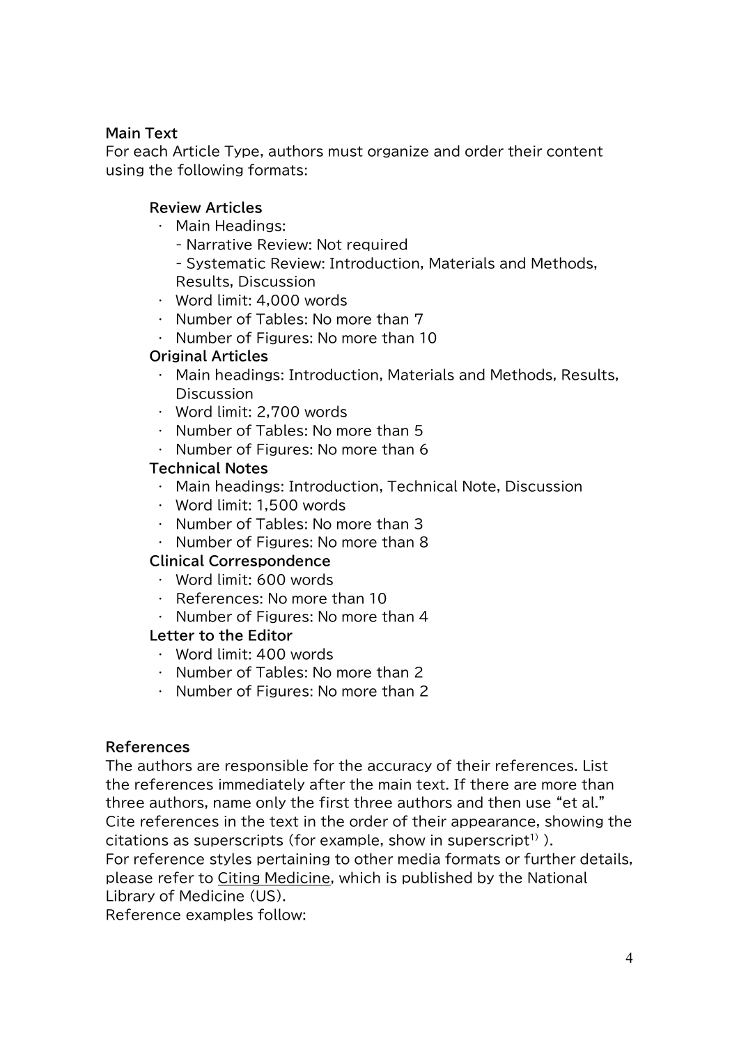## Main Text

For each Article Type, authors must organize and order their content using the following formats:

### Review Articles

- Main Headings:
  - Narrative Review: Not required
  - Systematic Review: Introduction, Materials and Methods, Results, Discussion
- Word limit: 4,000 words
- Number of Tables: No more than 7
- Number of Figures: No more than 10

### Original Articles

- Main headings: Introduction, Materials and Methods, Results, Discussion
- Word limit: 2,700 words
- Number of Tables: No more than 5
- Number of Figures: No more than 6

### Technical Notes

- Main headings: Introduction, Technical Note, Discussion
- Word limit: 1,500 words
- Number of Tables: No more than 3
- Number of Figures: No more than 8

### Clinical Correspondence

- Word limit: 600 words
- References: No more than 10
- Number of Figures: No more than 4

### Letter to the Editor

- Word limit: 400 words
- Number of Tables: No more than 2
- Number of Figures: No more than 2

## References

The authors are responsible for the accuracy of their references. List the references immediately after the main text. If there are more than three authors, name only the first three authors and then use "et al." Cite references in the text in the order of their appearance, showing the citations as superscripts (for example, show in superscript[1) ]).

For reference styles pertaining to other media formats or further details, please refer to Citing Medicine, which is published by the National Library of Medicine (US).

Reference examples follow: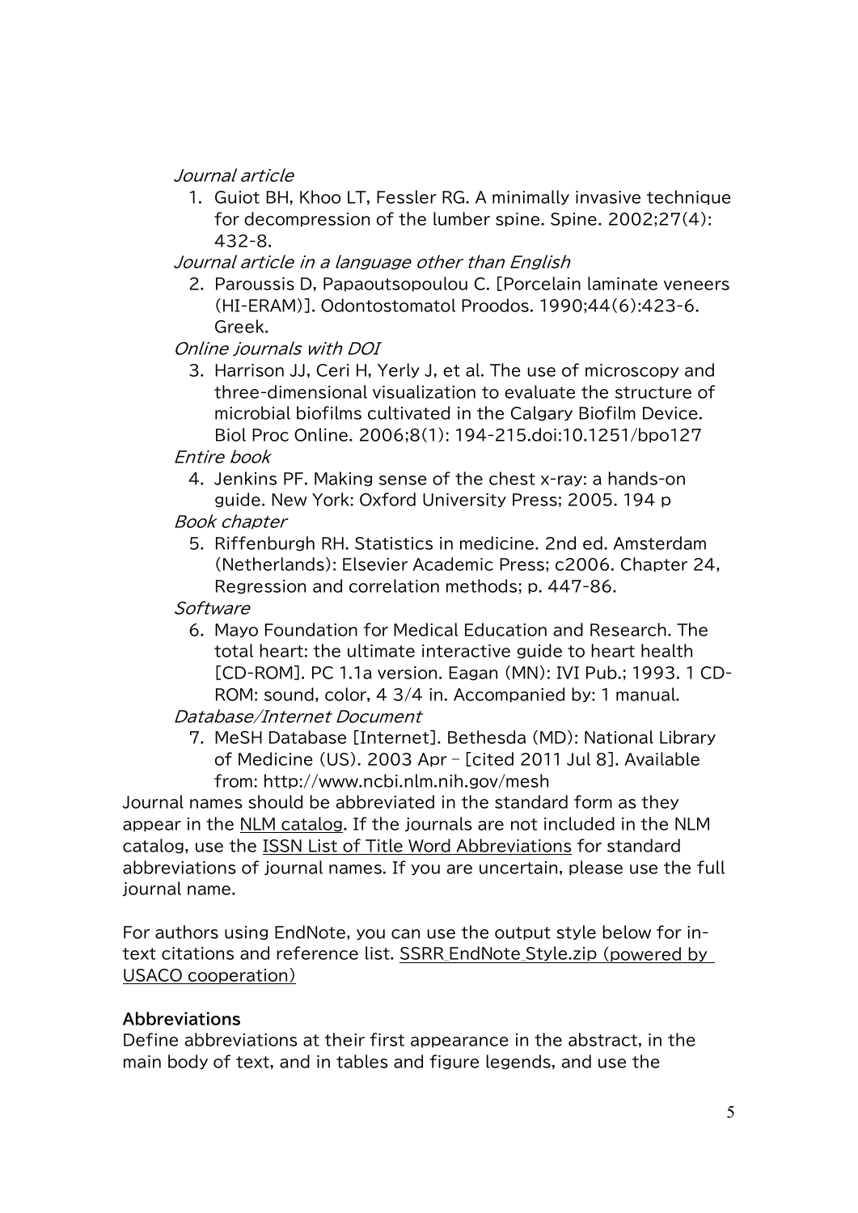*Journal article*

1. Guiot BH, Khoo LT, Fessler RG. A minimally invasive technique for decompression of the lumber spine. Spine. 2002;27(4): 432-8.

*Journal article in a language other than English*

2. Paroussis D, Papaoutsopoulou C. [Porcelain laminate veneers (HI-ERAM)]. Odontostomatol Proodos. 1990;44(6):423-6. Greek.

*Online journals with DOI*

3. Harrison JJ, Ceri H, Yerly J, et al. The use of microscopy and three-dimensional visualization to evaluate the structure of microbial biofilms cultivated in the Calgary Biofilm Device. Biol Proc Online. 2006;8(1): 194-215.doi:10.1251/bpo127

*Entire book*

4. Jenkins PF. Making sense of the chest x-ray: a hands-on guide. New York: Oxford University Press; 2005. 194 p

*Book chapter*

5. Riffenburgh RH. Statistics in medicine. 2nd ed. Amsterdam (Netherlands): Elsevier Academic Press; c2006. Chapter 24, Regression and correlation methods; p. 447-86.

*Software*

6. Mayo Foundation for Medical Education and Research. The total heart: the ultimate interactive guide to heart health [CD-ROM]. PC 1.1a version. Eagan (MN): IVI Pub.; 1993. 1 CD-ROM: sound, color, 4 3/4 in. Accompanied by: 1 manual.

*Database/Internet Document*

7. MeSH Database [Internet]. Bethesda (MD): National Library of Medicine (US). 2003 Apr – [cited 2011 Jul 8]. Available from: http://www.ncbi.nlm.nih.gov/mesh

Journal names should be abbreviated in the standard form as they appear in the NLM catalog. If the journals are not included in the NLM catalog, use the ISSN List of Title Word Abbreviations for standard abbreviations of journal names. If you are uncertain, please use the full journal name.

For authors using EndNote, you can use the output style below for in-text citations and reference list. SSRR EndNote Style.zip (powered by USACO cooperation)

**Abbreviations**

Define abbreviations at their first appearance in the abstract, in the main body of text, and in tables and figure legends, and use the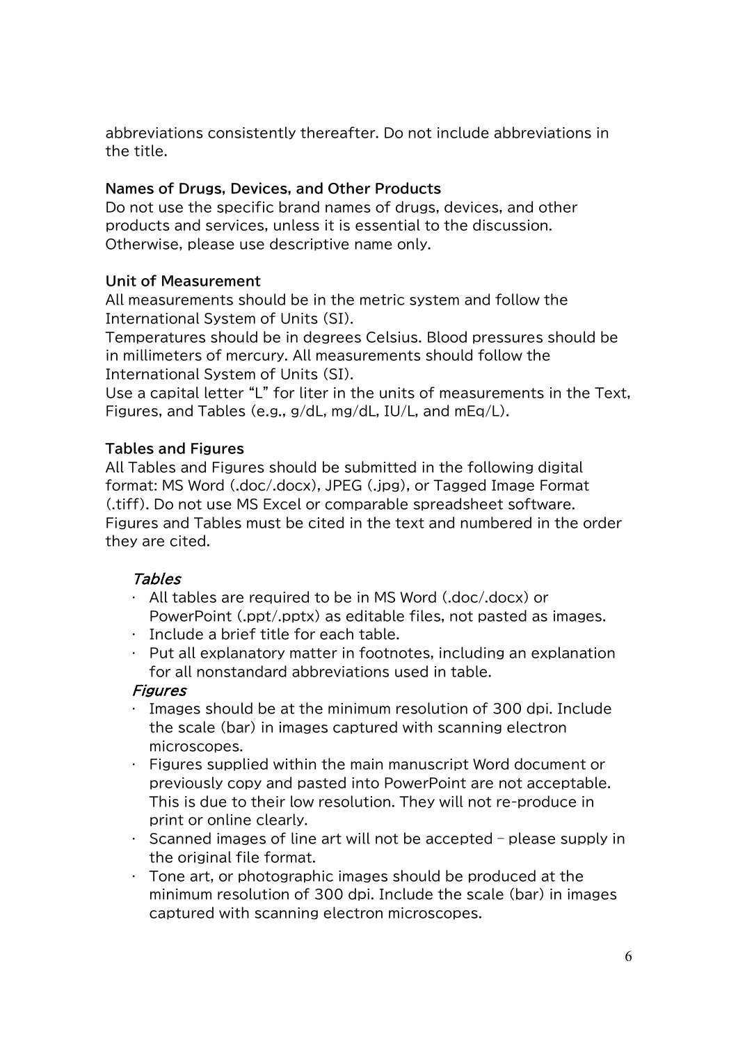abbreviations consistently thereafter. Do not include abbreviations in the title.

### Names of Drugs, Devices, and Other Products

Do not use the specific brand names of drugs, devices, and other products and services, unless it is essential to the discussion. Otherwise, please use descriptive name only.

### Unit of Measurement

All measurements should be in the metric system and follow the International System of Units (SI).
Temperatures should be in degrees Celsius. Blood pressures should be in millimeters of mercury. All measurements should follow the International System of Units (SI).
Use a capital letter "L" for liter in the units of measurements in the Text, Figures, and Tables (e.g., g/dL, mg/dL, IU/L, and mEq/L).

### Tables and Figures

All Tables and Figures should be submitted in the following digital format: MS Word (.doc/.docx), JPEG (.jpg), or Tagged Image Format (.tiff). Do not use MS Excel or comparable spreadsheet software. Figures and Tables must be cited in the text and numbered in the order they are cited.

#### *Tables*

- All tables are required to be in MS Word (.doc/.docx) or PowerPoint (.ppt/.pptx) as editable files, not pasted as images.
- Include a brief title for each table.
- Put all explanatory matter in footnotes, including an explanation for all nonstandard abbreviations used in table.

#### *Figures*

- Images should be at the minimum resolution of 300 dpi. Include the scale (bar) in images captured with scanning electron microscopes.
- Figures supplied within the main manuscript Word document or previously copy and pasted into PowerPoint are not acceptable. This is due to their low resolution. They will not re-produce in print or online clearly.
- Scanned images of line art will not be accepted – please supply in the original file format.
- Tone art, or photographic images should be produced at the minimum resolution of 300 dpi. Include the scale (bar) in images captured with scanning electron microscopes.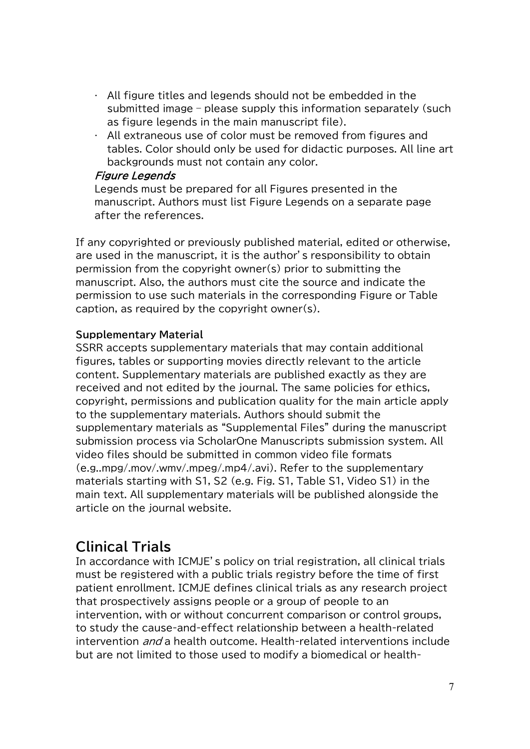- All figure titles and legends should not be embedded in the submitted image – please supply this information separately (such as figure legends in the main manuscript file).
- All extraneous use of color must be removed from figures and tables. Color should only be used for didactic purposes. All line art backgrounds must not contain any color.

*Figure Legends*

Legends must be prepared for all Figures presented in the manuscript. Authors must list Figure Legends on a separate page after the references.

If any copyrighted or previously published material, edited or otherwise, are used in the manuscript, it is the author's responsibility to obtain permission from the copyright owner(s) prior to submitting the manuscript. Also, the authors must cite the source and indicate the permission to use such materials in the corresponding Figure or Table caption, as required by the copyright owner(s).

**Supplementary Material**

SSRR accepts supplementary materials that may contain additional figures, tables or supporting movies directly relevant to the article content. Supplementary materials are published exactly as they are received and not edited by the journal. The same policies for ethics, copyright, permissions and publication quality for the main article apply to the supplementary materials. Authors should submit the supplementary materials as "Supplemental Files" during the manuscript submission process via ScholarOne Manuscripts submission system. All video files should be submitted in common video file formats (e.g..mpg/.mov/.wmv/.mpeg/.mp4/.avi). Refer to the supplementary materials starting with S1, S2 (e.g. Fig. S1, Table S1, Video S1) in the main text. All supplementary materials will be published alongside the article on the journal website.

## Clinical Trials

In accordance with ICMJE's policy on trial registration, all clinical trials must be registered with a public trials registry before the time of first patient enrollment. ICMJE defines clinical trials as any research project that prospectively assigns people or a group of people to an intervention, with or without concurrent comparison or control groups, to study the cause-and-effect relationship between a health-related intervention *and* a health outcome. Health-related interventions include but are not limited to those used to modify a biomedical or health-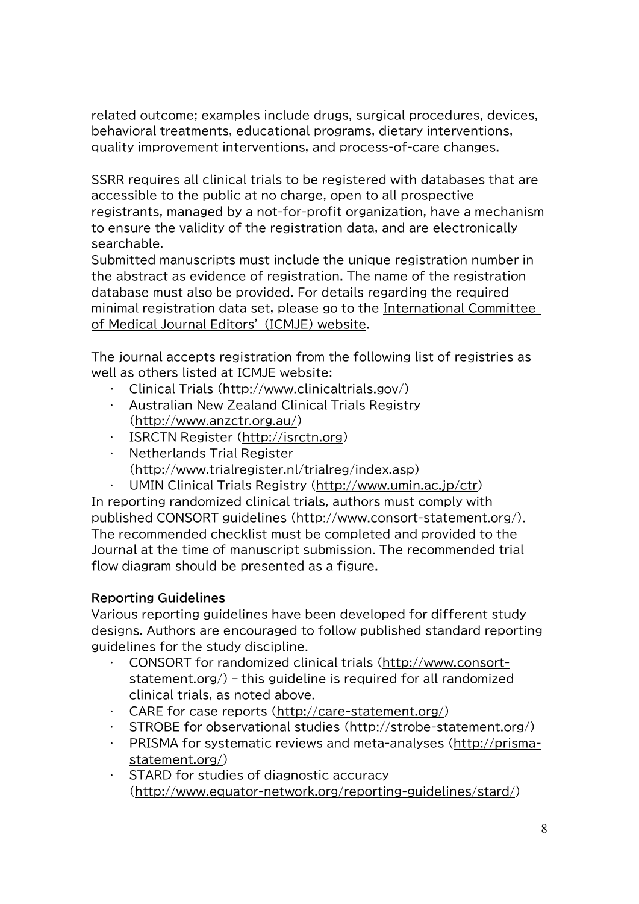related outcome; examples include drugs, surgical procedures, devices, behavioral treatments, educational programs, dietary interventions, quality improvement interventions, and process-of-care changes.

SSRR requires all clinical trials to be registered with databases that are accessible to the public at no charge, open to all prospective registrants, managed by a not-for-profit organization, have a mechanism to ensure the validity of the registration data, and are electronically searchable.
Submitted manuscripts must include the unique registration number in the abstract as evidence of registration. The name of the registration database must also be provided. For details regarding the required minimal registration data set, please go to the International Committee of Medical Journal Editors' (ICMJE) website.

The journal accepts registration from the following list of registries as well as others listed at ICMJE website:

- Clinical Trials (http://www.clinicaltrials.gov/)
- Australian New Zealand Clinical Trials Registry (http://www.anzctr.org.au/)
- ISRCTN Register (http://isrctn.org)
- Netherlands Trial Register (http://www.trialregister.nl/trialreg/index.asp)
- UMIN Clinical Trials Registry (http://www.umin.ac.jp/ctr)

In reporting randomized clinical trials, authors must comply with published CONSORT guidelines (http://www.consort-statement.org/). The recommended checklist must be completed and provided to the Journal at the time of manuscript submission. The recommended trial flow diagram should be presented as a figure.

**Reporting Guidelines**

Various reporting guidelines have been developed for different study designs. Authors are encouraged to follow published standard reporting guidelines for the study discipline.

- CONSORT for randomized clinical trials (http://www.consort-statement.org/) – this guideline is required for all randomized clinical trials, as noted above.
- CARE for case reports (http://care-statement.org/)
- STROBE for observational studies (http://strobe-statement.org/)
- PRISMA for systematic reviews and meta-analyses (http://prisma-statement.org/)
- STARD for studies of diagnostic accuracy (http://www.equator-network.org/reporting-guidelines/stard/)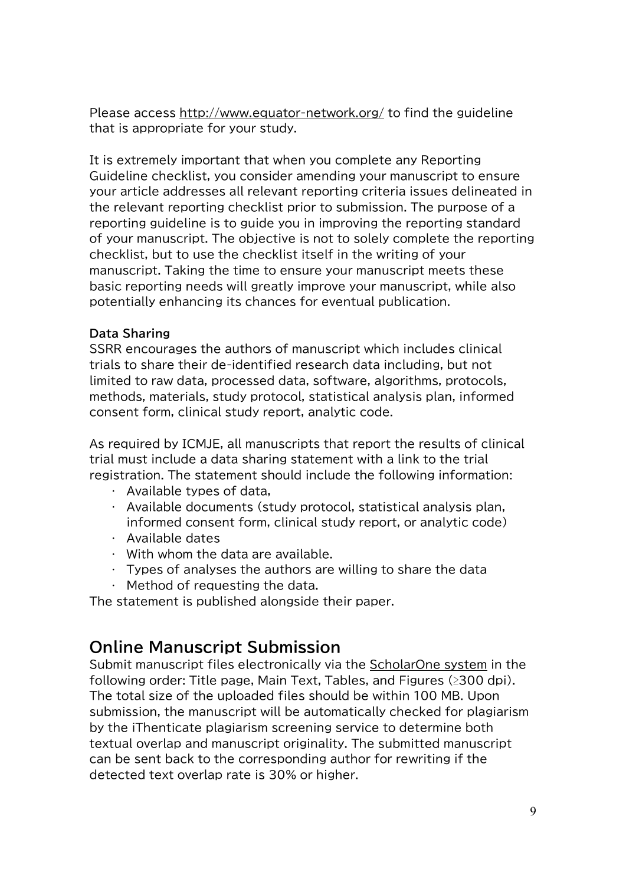Please access http://www.equator-network.org/ to find the guideline that is appropriate for your study.

It is extremely important that when you complete any Reporting Guideline checklist, you consider amending your manuscript to ensure your article addresses all relevant reporting criteria issues delineated in the relevant reporting checklist prior to submission. The purpose of a reporting guideline is to guide you in improving the reporting standard of your manuscript. The objective is not to solely complete the reporting checklist, but to use the checklist itself in the writing of your manuscript. Taking the time to ensure your manuscript meets these basic reporting needs will greatly improve your manuscript, while also potentially enhancing its chances for eventual publication.

**Data Sharing**

SSRR encourages the authors of manuscript which includes clinical trials to share their de-identified research data including, but not limited to raw data, processed data, software, algorithms, protocols, methods, materials, study protocol, statistical analysis plan, informed consent form, clinical study report, analytic code.

As required by ICMJE, all manuscripts that report the results of clinical trial must include a data sharing statement with a link to the trial registration. The statement should include the following information:

- Available types of data,
- Available documents (study protocol, statistical analysis plan, informed consent form, clinical study report, or analytic code)
- Available dates
- With whom the data are available.
- Types of analyses the authors are willing to share the data
- Method of requesting the data.

The statement is published alongside their paper.

## Online Manuscript Submission

Submit manuscript files electronically via the ScholarOne system in the following order: Title page, Main Text, Tables, and Figures (≥300 dpi). The total size of the uploaded files should be within 100 MB. Upon submission, the manuscript will be automatically checked for plagiarism by the iThenticate plagiarism screening service to determine both textual overlap and manuscript originality. The submitted manuscript can be sent back to the corresponding author for rewriting if the detected text overlap rate is 30% or higher.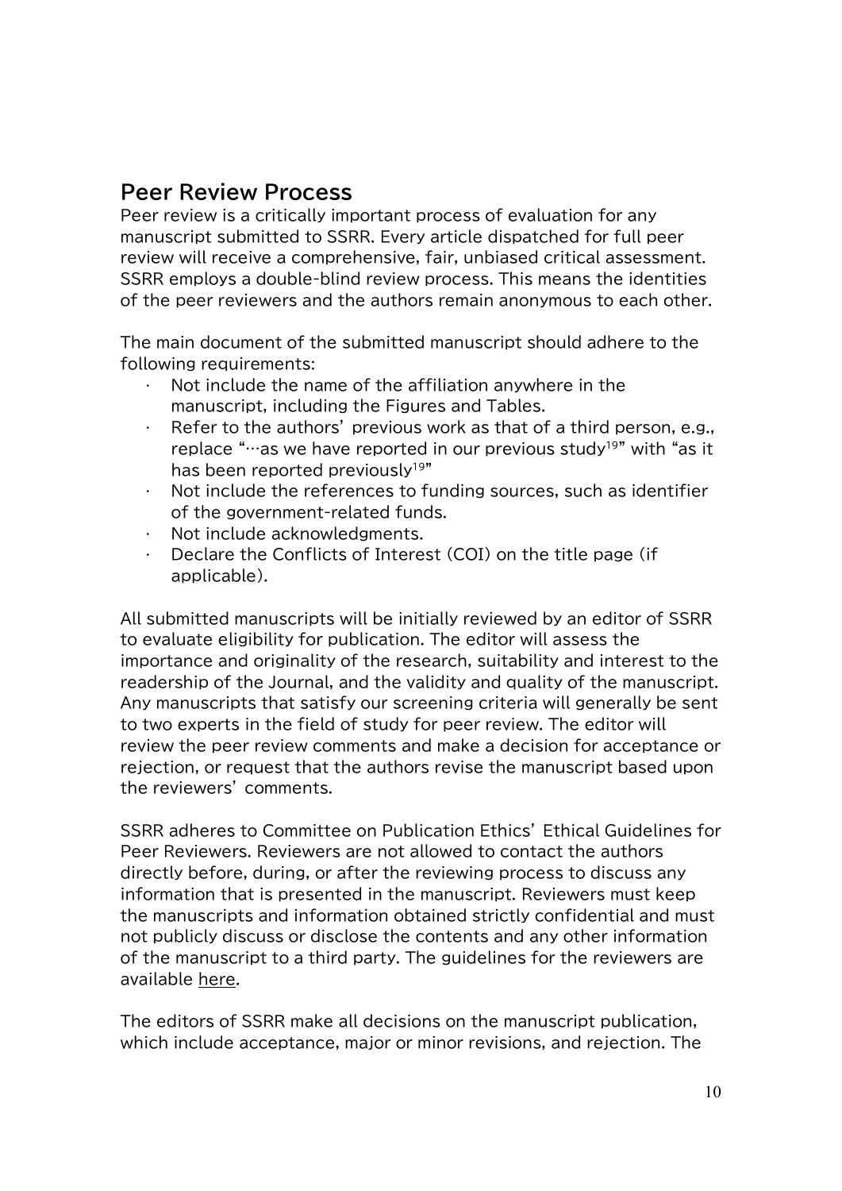## Peer Review Process

Peer review is a critically important process of evaluation for any manuscript submitted to SSRR. Every article dispatched for full peer review will receive a comprehensive, fair, unbiased critical assessment. SSRR employs a double-blind review process. This means the identities of the peer reviewers and the authors remain anonymous to each other.

The main document of the submitted manuscript should adhere to the following requirements:

- Not include the name of the affiliation anywhere in the manuscript, including the Figures and Tables.
- Refer to the authors' previous work as that of a third person, e.g., replace "…as we have reported in our previous study[19]" with "as it has been reported previously[19]"
- Not include the references to funding sources, such as identifier of the government-related funds.
- Not include acknowledgments.
- Declare the Conflicts of Interest (COI) on the title page (if applicable).

All submitted manuscripts will be initially reviewed by an editor of SSRR to evaluate eligibility for publication. The editor will assess the importance and originality of the research, suitability and interest to the readership of the Journal, and the validity and quality of the manuscript. Any manuscripts that satisfy our screening criteria will generally be sent to two experts in the field of study for peer review. The editor will review the peer review comments and make a decision for acceptance or rejection, or request that the authors revise the manuscript based upon the reviewers' comments.

SSRR adheres to Committee on Publication Ethics' Ethical Guidelines for Peer Reviewers. Reviewers are not allowed to contact the authors directly before, during, or after the reviewing process to discuss any information that is presented in the manuscript. Reviewers must keep the manuscripts and information obtained strictly confidential and must not publicly discuss or disclose the contents and any other information of the manuscript to a third party. The guidelines for the reviewers are available here.

The editors of SSRR make all decisions on the manuscript publication, which include acceptance, major or minor revisions, and rejection. The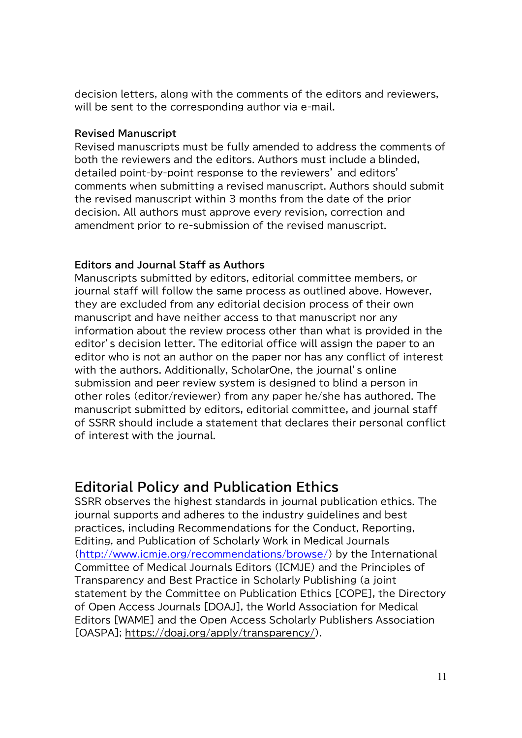decision letters, along with the comments of the editors and reviewers, will be sent to the corresponding author via e-mail.

### Revised Manuscript

Revised manuscripts must be fully amended to address the comments of both the reviewers and the editors. Authors must include a blinded, detailed point-by-point response to the reviewers' and editors' comments when submitting a revised manuscript. Authors should submit the revised manuscript within 3 months from the date of the prior decision. All authors must approve every revision, correction and amendment prior to re-submission of the revised manuscript.

### Editors and Journal Staff as Authors

Manuscripts submitted by editors, editorial committee members, or journal staff will follow the same process as outlined above. However, they are excluded from any editorial decision process of their own manuscript and have neither access to that manuscript nor any information about the review process other than what is provided in the editor's decision letter. The editorial office will assign the paper to an editor who is not an author on the paper nor has any conflict of interest with the authors. Additionally, ScholarOne, the journal's online submission and peer review system is designed to blind a person in other roles (editor/reviewer) from any paper he/she has authored. The manuscript submitted by editors, editorial committee, and journal staff of SSRR should include a statement that declares their personal conflict of interest with the journal.

## Editorial Policy and Publication Ethics

SSRR observes the highest standards in journal publication ethics. The journal supports and adheres to the industry guidelines and best practices, including Recommendations for the Conduct, Reporting, Editing, and Publication of Scholarly Work in Medical Journals (http://www.icmje.org/recommendations/browse/) by the International Committee of Medical Journals Editors (ICMJE) and the Principles of Transparency and Best Practice in Scholarly Publishing (a joint statement by the Committee on Publication Ethics [COPE], the Directory of Open Access Journals [DOAJ], the World Association for Medical Editors [WAME] and the Open Access Scholarly Publishers Association [OASPA]; https://doaj.org/apply/transparency/).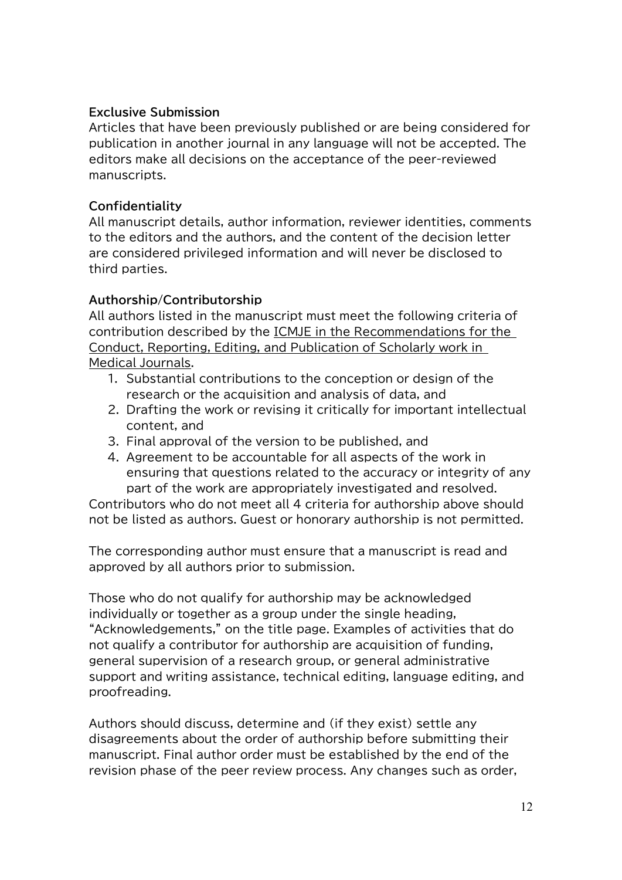**Exclusive Submission**

Articles that have been previously published or are being considered for publication in another journal in any language will not be accepted. The editors make all decisions on the acceptance of the peer-reviewed manuscripts.

**Confidentiality**

All manuscript details, author information, reviewer identities, comments to the editors and the authors, and the content of the decision letter are considered privileged information and will never be disclosed to third parties.

**Authorship/Contributorship**

All authors listed in the manuscript must meet the following criteria of contribution described by the ICMJE in the Recommendations for the Conduct, Reporting, Editing, and Publication of Scholarly work in Medical Journals.

1. Substantial contributions to the conception or design of the research or the acquisition and analysis of data, and
2. Drafting the work or revising it critically for important intellectual content, and
3. Final approval of the version to be published, and
4. Agreement to be accountable for all aspects of the work in ensuring that questions related to the accuracy or integrity of any part of the work are appropriately investigated and resolved.

Contributors who do not meet all 4 criteria for authorship above should not be listed as authors. Guest or honorary authorship is not permitted.

The corresponding author must ensure that a manuscript is read and approved by all authors prior to submission.

Those who do not qualify for authorship may be acknowledged individually or together as a group under the single heading, "Acknowledgements," on the title page. Examples of activities that do not qualify a contributor for authorship are acquisition of funding, general supervision of a research group, or general administrative support and writing assistance, technical editing, language editing, and proofreading.

Authors should discuss, determine and (if they exist) settle any disagreements about the order of authorship before submitting their manuscript. Final author order must be established by the end of the revision phase of the peer review process. Any changes such as order,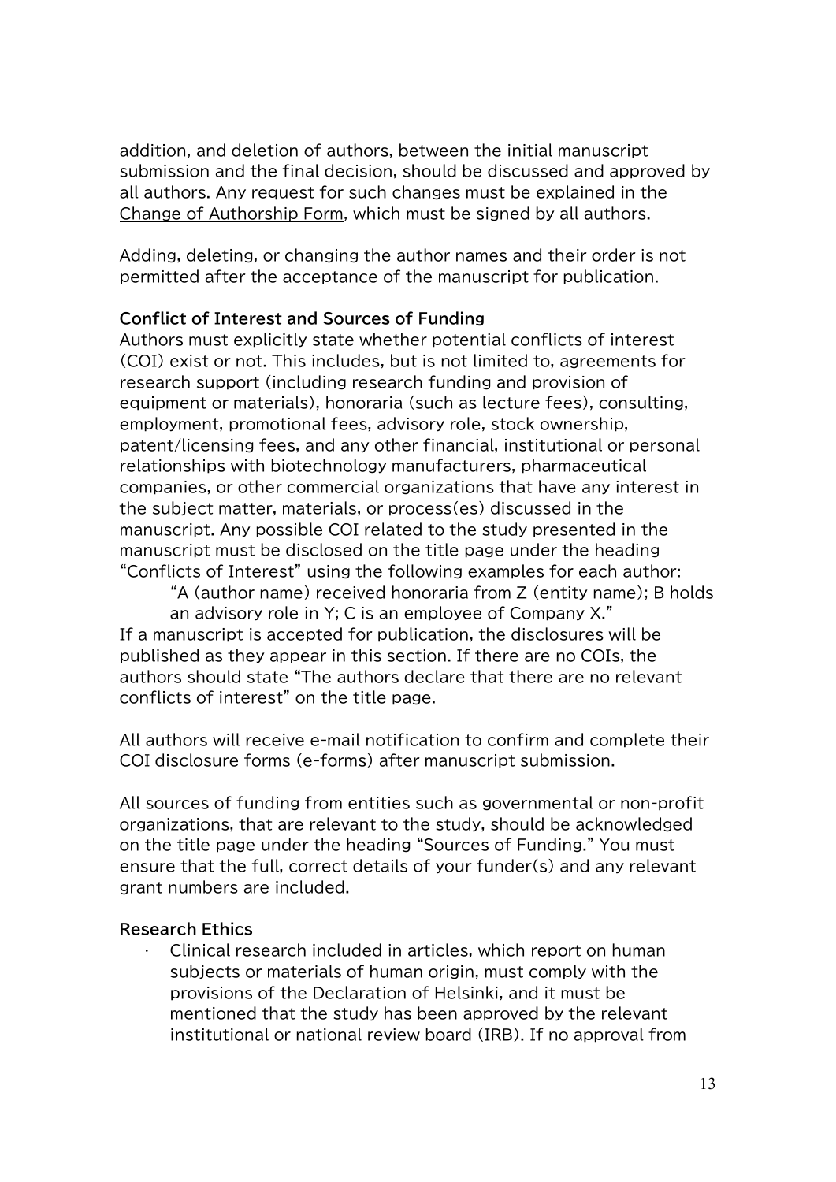addition, and deletion of authors, between the initial manuscript submission and the final decision, should be discussed and approved by all authors. Any request for such changes must be explained in the Change of Authorship Form, which must be signed by all authors.

Adding, deleting, or changing the author names and their order is not permitted after the acceptance of the manuscript for publication.

### Conflict of Interest and Sources of Funding

Authors must explicitly state whether potential conflicts of interest (COI) exist or not. This includes, but is not limited to, agreements for research support (including research funding and provision of equipment or materials), honoraria (such as lecture fees), consulting, employment, promotional fees, advisory role, stock ownership, patent/licensing fees, and any other financial, institutional or personal relationships with biotechnology manufacturers, pharmaceutical companies, or other commercial organizations that have any interest in the subject matter, materials, or process(es) discussed in the manuscript. Any possible COI related to the study presented in the manuscript must be disclosed on the title page under the heading "Conflicts of Interest" using the following examples for each author:

> "A (author name) received honoraria from Z (entity name); B holds an advisory role in Y; C is an employee of Company X."

If a manuscript is accepted for publication, the disclosures will be published as they appear in this section. If there are no COIs, the authors should state "The authors declare that there are no relevant conflicts of interest" on the title page.

All authors will receive e-mail notification to confirm and complete their COI disclosure forms (e-forms) after manuscript submission.

All sources of funding from entities such as governmental or non-profit organizations, that are relevant to the study, should be acknowledged on the title page under the heading "Sources of Funding." You must ensure that the full, correct details of your funder(s) and any relevant grant numbers are included.

### Research Ethics

- Clinical research included in articles, which report on human subjects or materials of human origin, must comply with the provisions of the Declaration of Helsinki, and it must be mentioned that the study has been approved by the relevant institutional or national review board (IRB). If no approval from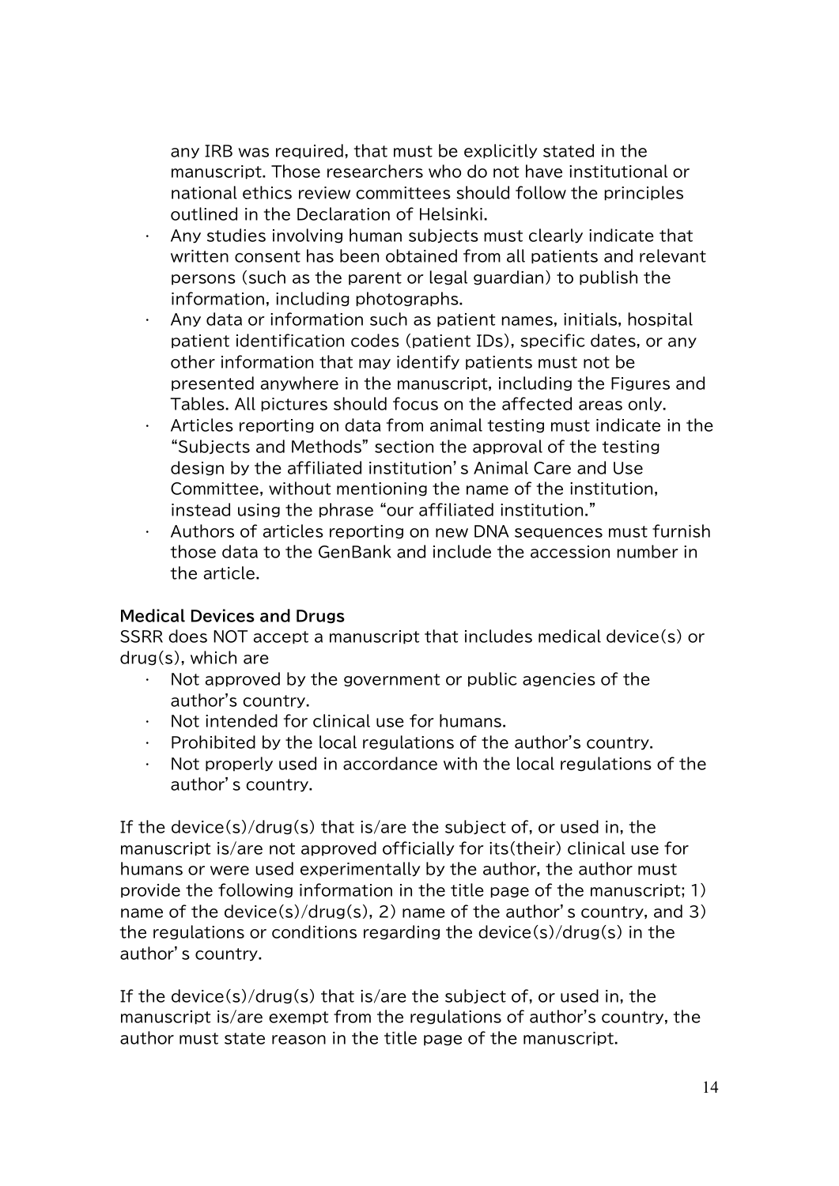any IRB was required, that must be explicitly stated in the manuscript. Those researchers who do not have institutional or national ethics review committees should follow the principles outlined in the Declaration of Helsinki.

- Any studies involving human subjects must clearly indicate that written consent has been obtained from all patients and relevant persons (such as the parent or legal guardian) to publish the information, including photographs.
- Any data or information such as patient names, initials, hospital patient identification codes (patient IDs), specific dates, or any other information that may identify patients must not be presented anywhere in the manuscript, including the Figures and Tables. All pictures should focus on the affected areas only.
- Articles reporting on data from animal testing must indicate in the "Subjects and Methods" section the approval of the testing design by the affiliated institution' s Animal Care and Use Committee, without mentioning the name of the institution, instead using the phrase "our affiliated institution."
- Authors of articles reporting on new DNA sequences must furnish those data to the GenBank and include the accession number in the article.

**Medical Devices and Drugs**

SSRR does NOT accept a manuscript that includes medical device(s) or drug(s), which are

- Not approved by the government or public agencies of the author's country.
- Not intended for clinical use for humans.
- Prohibited by the local regulations of the author's country.
- Not properly used in accordance with the local regulations of the author' s country.

If the device(s)/drug(s) that is/are the subject of, or used in, the manuscript is/are not approved officially for its(their) clinical use for humans or were used experimentally by the author, the author must provide the following information in the title page of the manuscript; 1) name of the device(s)/drug(s), 2) name of the author' s country, and 3) the regulations or conditions regarding the device(s)/drug(s) in the author' s country.

If the device(s)/drug(s) that is/are the subject of, or used in, the manuscript is/are exempt from the regulations of author's country, the author must state reason in the title page of the manuscript.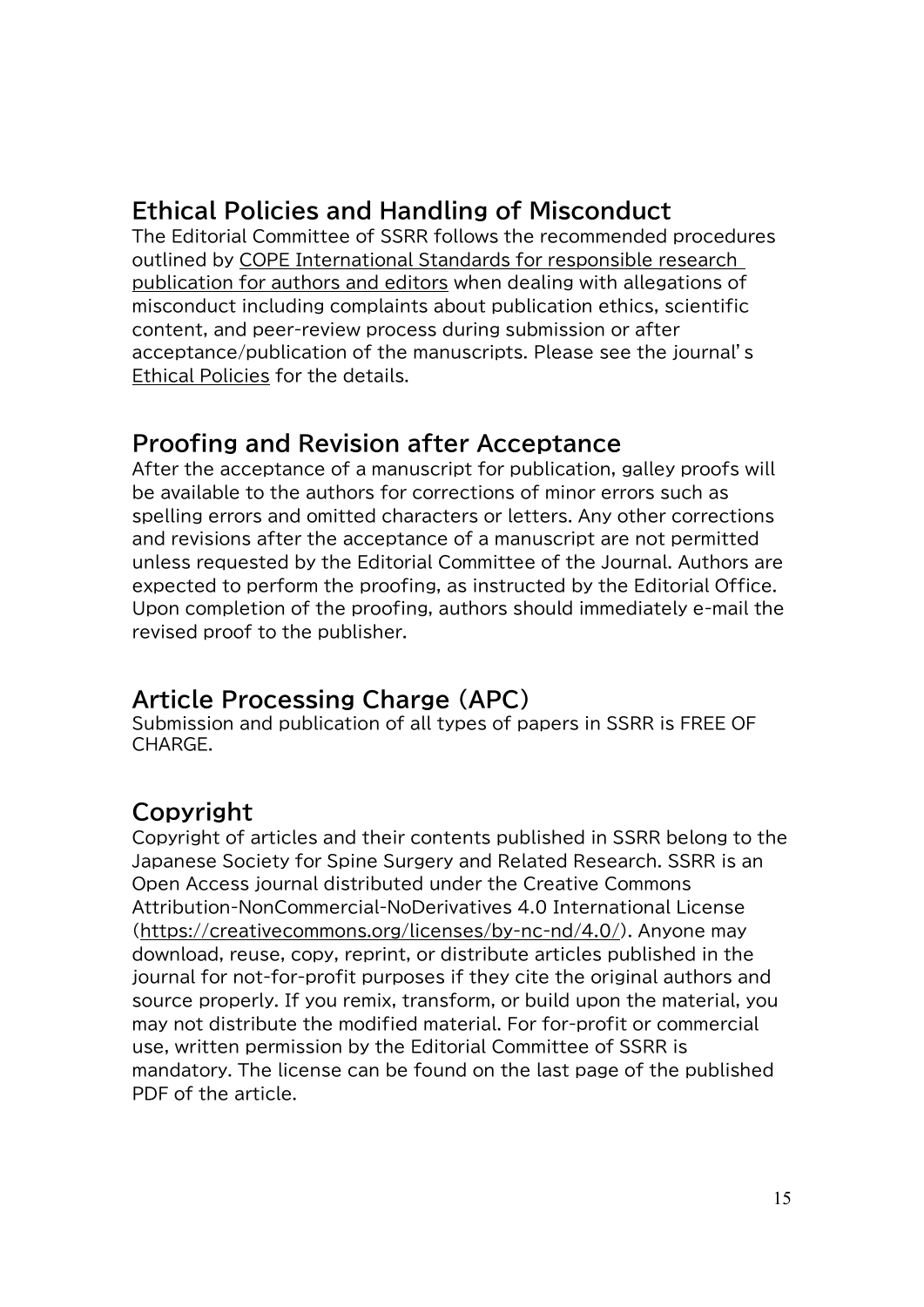## Ethical Policies and Handling of Misconduct

The Editorial Committee of SSRR follows the recommended procedures outlined by COPE International Standards for responsible research publication for authors and editors when dealing with allegations of misconduct including complaints about publication ethics, scientific content, and peer-review process during submission or after acceptance/publication of the manuscripts. Please see the journal's Ethical Policies for the details.

## Proofing and Revision after Acceptance

After the acceptance of a manuscript for publication, galley proofs will be available to the authors for corrections of minor errors such as spelling errors and omitted characters or letters. Any other corrections and revisions after the acceptance of a manuscript are not permitted unless requested by the Editorial Committee of the Journal. Authors are expected to perform the proofing, as instructed by the Editorial Office. Upon completion of the proofing, authors should immediately e-mail the revised proof to the publisher.

## Article Processing Charge (APC)

Submission and publication of all types of papers in SSRR is FREE OF CHARGE.

## Copyright

Copyright of articles and their contents published in SSRR belong to the Japanese Society for Spine Surgery and Related Research. SSRR is an Open Access journal distributed under the Creative Commons Attribution-NonCommercial-NoDerivatives 4.0 International License (https://creativecommons.org/licenses/by-nc-nd/4.0/). Anyone may download, reuse, copy, reprint, or distribute articles published in the journal for not-for-profit purposes if they cite the original authors and source properly. If you remix, transform, or build upon the material, you may not distribute the modified material. For for-profit or commercial use, written permission by the Editorial Committee of SSRR is mandatory. The license can be found on the last page of the published PDF of the article.